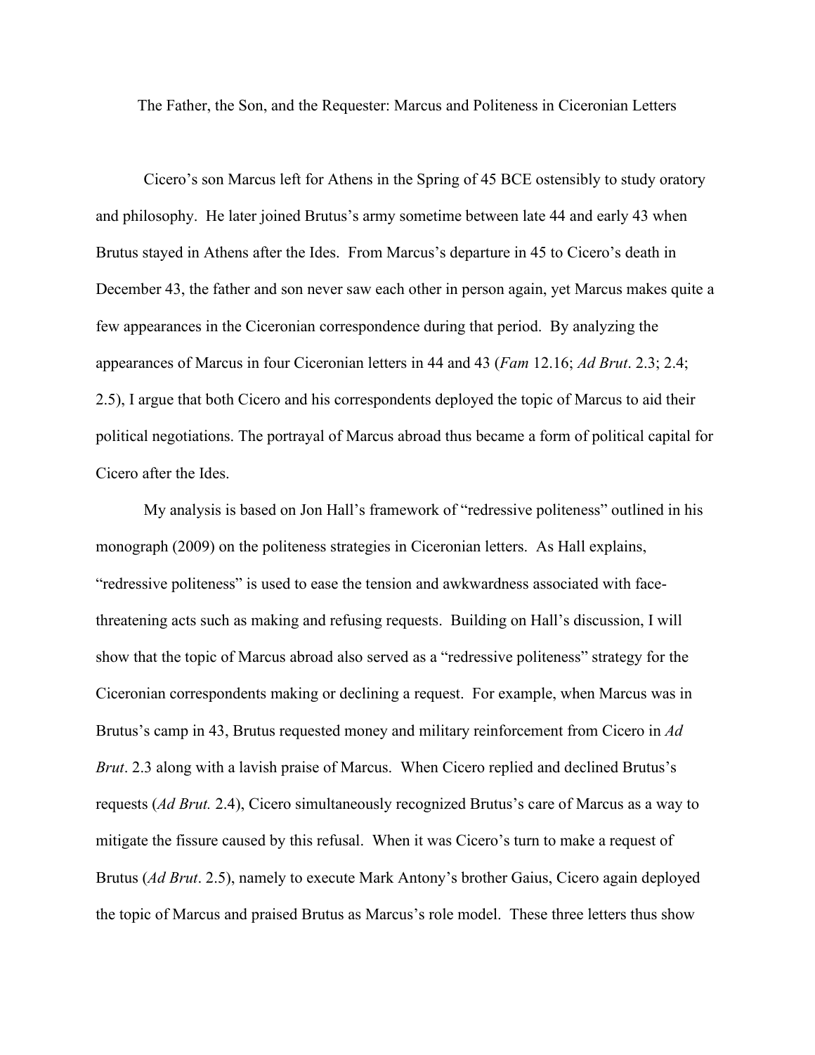# The Father, the Son, and the Requester: Marcus and Politeness in Ciceronian Letters

Cicero's son Marcus left for Athens in the Spring of 45 BCE ostensibly to study oratory and philosophy. He later joined Brutus's army sometime between late 44 and early 43 when Brutus stayed in Athens after the Ides. From Marcus's departure in 45 to Cicero's death in December 43, the father and son never saw each other in person again, yet Marcus makes quite a few appearances in the Ciceronian correspondence during that period. By analyzing the appearances of Marcus in four Ciceronian letters in 44 and 43 (*Fam* 12.16; *Ad Brut*. 2.3; 2.4; 2.5), I argue that both Cicero and his correspondents deployed the topic of Marcus to aid their political negotiations. The portrayal of Marcus abroad thus became a form of political capital for Cicero after the Ides.

My analysis is based on Jon Hall's framework of "redressive politeness" outlined in his monograph (2009) on the politeness strategies in Ciceronian letters. As Hall explains, "redressive politeness" is used to ease the tension and awkwardness associated with face-threatening acts such as making and refusing requests. Building on Hall's discussion, I will show that the topic of Marcus abroad also served as a "redressive politeness" strategy for the Ciceronian correspondents making or declining a request. For example, when Marcus was in Brutus's camp in 43, Brutus requested money and military reinforcement from Cicero in *Ad Brut*. 2.3 along with a lavish praise of Marcus. When Cicero replied and declined Brutus's requests (*Ad Brut.* 2.4), Cicero simultaneously recognized Brutus's care of Marcus as a way to mitigate the fissure caused by this refusal. When it was Cicero's turn to make a request of Brutus (*Ad Brut*. 2.5), namely to execute Mark Antony's brother Gaius, Cicero again deployed the topic of Marcus and praised Brutus as Marcus's role model. These three letters thus show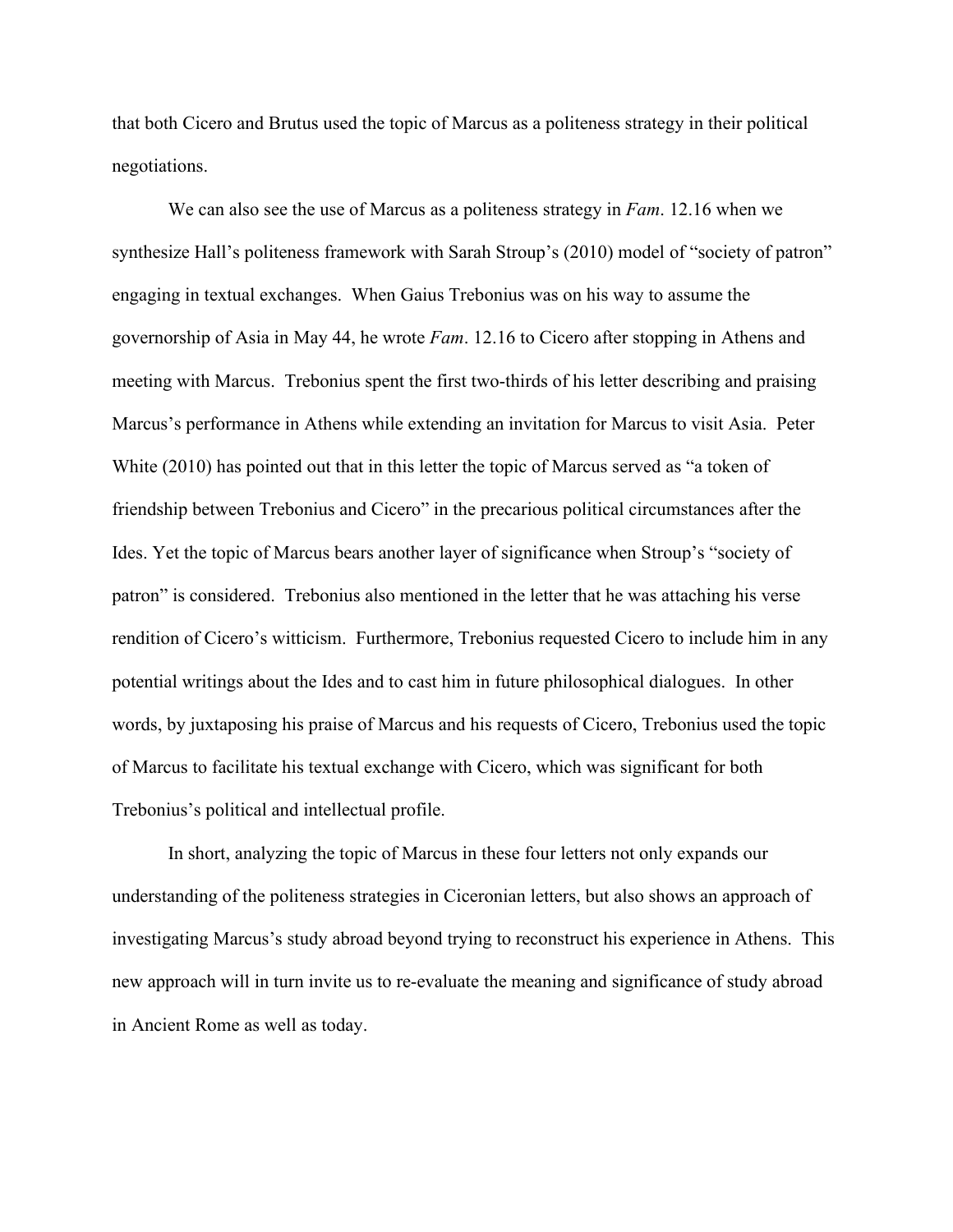that both Cicero and Brutus used the topic of Marcus as a politeness strategy in their political negotiations.

We can also see the use of Marcus as a politeness strategy in *Fam*. 12.16 when we synthesize Hall's politeness framework with Sarah Stroup's (2010) model of "society of patron" engaging in textual exchanges. When Gaius Trebonius was on his way to assume the governorship of Asia in May 44, he wrote *Fam*. 12.16 to Cicero after stopping in Athens and meeting with Marcus. Trebonius spent the first two-thirds of his letter describing and praising Marcus's performance in Athens while extending an invitation for Marcus to visit Asia. Peter White (2010) has pointed out that in this letter the topic of Marcus served as "a token of friendship between Trebonius and Cicero" in the precarious political circumstances after the Ides. Yet the topic of Marcus bears another layer of significance when Stroup's "society of patron" is considered. Trebonius also mentioned in the letter that he was attaching his verse rendition of Cicero's witticism. Furthermore, Trebonius requested Cicero to include him in any potential writings about the Ides and to cast him in future philosophical dialogues. In other words, by juxtaposing his praise of Marcus and his requests of Cicero, Trebonius used the topic of Marcus to facilitate his textual exchange with Cicero, which was significant for both Trebonius's political and intellectual profile.

In short, analyzing the topic of Marcus in these four letters not only expands our understanding of the politeness strategies in Ciceronian letters, but also shows an approach of investigating Marcus's study abroad beyond trying to reconstruct his experience in Athens. This new approach will in turn invite us to re-evaluate the meaning and significance of study abroad in Ancient Rome as well as today.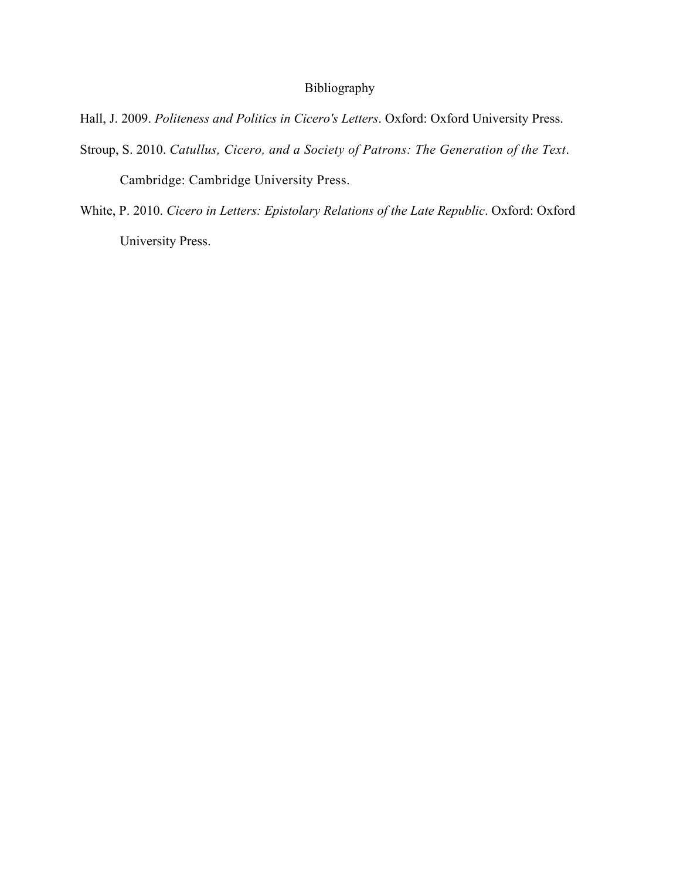# Bibliography

Hall, J. 2009. *Politeness and Politics in Cicero's Letters*. Oxford: Oxford University Press.

Stroup, S. 2010. *Catullus, Cicero, and a Society of Patrons: The Generation of the Text*. Cambridge: Cambridge University Press.

White, P. 2010. *Cicero in Letters: Epistolary Relations of the Late Republic*. Oxford: Oxford University Press.